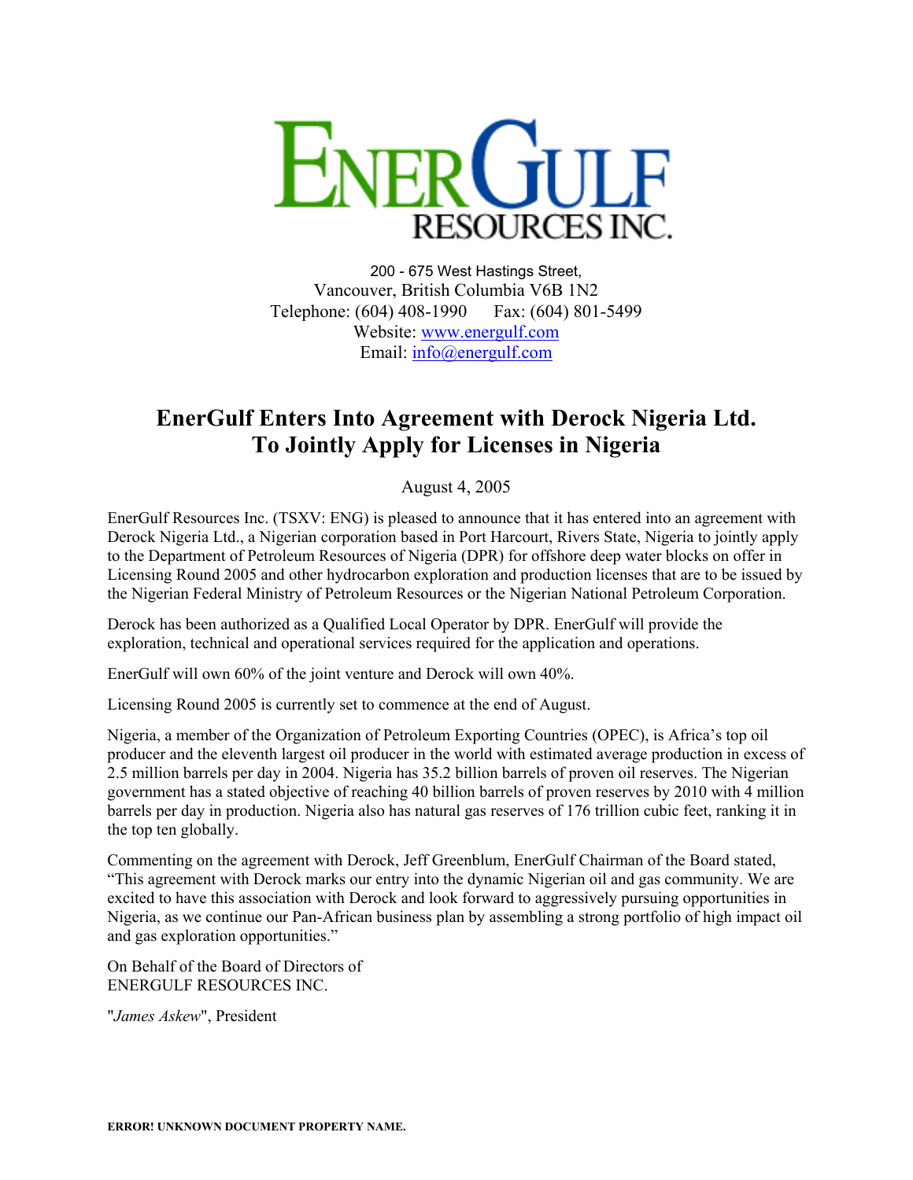# EnerGulf Resources Inc.

200 - 675 West Hastings Street,
Vancouver, British Columbia V6B 1N2
Telephone: (604) 408-1990 Fax: (604) 801-5499
Website: www.energulf.com
Email: info@energulf.com

## EnerGulf Enters Into Agreement with Derock Nigeria Ltd. To Jointly Apply for Licenses in Nigeria

August 4, 2005

EnerGulf Resources Inc. (TSXV: ENG) is pleased to announce that it has entered into an agreement with Derock Nigeria Ltd., a Nigerian corporation based in Port Harcourt, Rivers State, Nigeria to jointly apply to the Department of Petroleum Resources of Nigeria (DPR) for offshore deep water blocks on offer in Licensing Round 2005 and other hydrocarbon exploration and production licenses that are to be issued by the Nigerian Federal Ministry of Petroleum Resources or the Nigerian National Petroleum Corporation.

Derock has been authorized as a Qualified Local Operator by DPR. EnerGulf will provide the exploration, technical and operational services required for the application and operations.

EnerGulf will own 60% of the joint venture and Derock will own 40%.

Licensing Round 2005 is currently set to commence at the end of August.

Nigeria, a member of the Organization of Petroleum Exporting Countries (OPEC), is Africa's top oil producer and the eleventh largest oil producer in the world with estimated average production in excess of 2.5 million barrels per day in 2004. Nigeria has 35.2 billion barrels of proven oil reserves. The Nigerian government has a stated objective of reaching 40 billion barrels of proven reserves by 2010 with 4 million barrels per day in production. Nigeria also has natural gas reserves of 176 trillion cubic feet, ranking it in the top ten globally.

Commenting on the agreement with Derock, Jeff Greenblum, EnerGulf Chairman of the Board stated, "This agreement with Derock marks our entry into the dynamic Nigerian oil and gas community. We are excited to have this association with Derock and look forward to aggressively pursuing opportunities in Nigeria, as we continue our Pan-African business plan by assembling a strong portfolio of high impact oil and gas exploration opportunities."

On Behalf of the Board of Directors of
ENERGULF RESOURCES INC.

"*James Askew*", President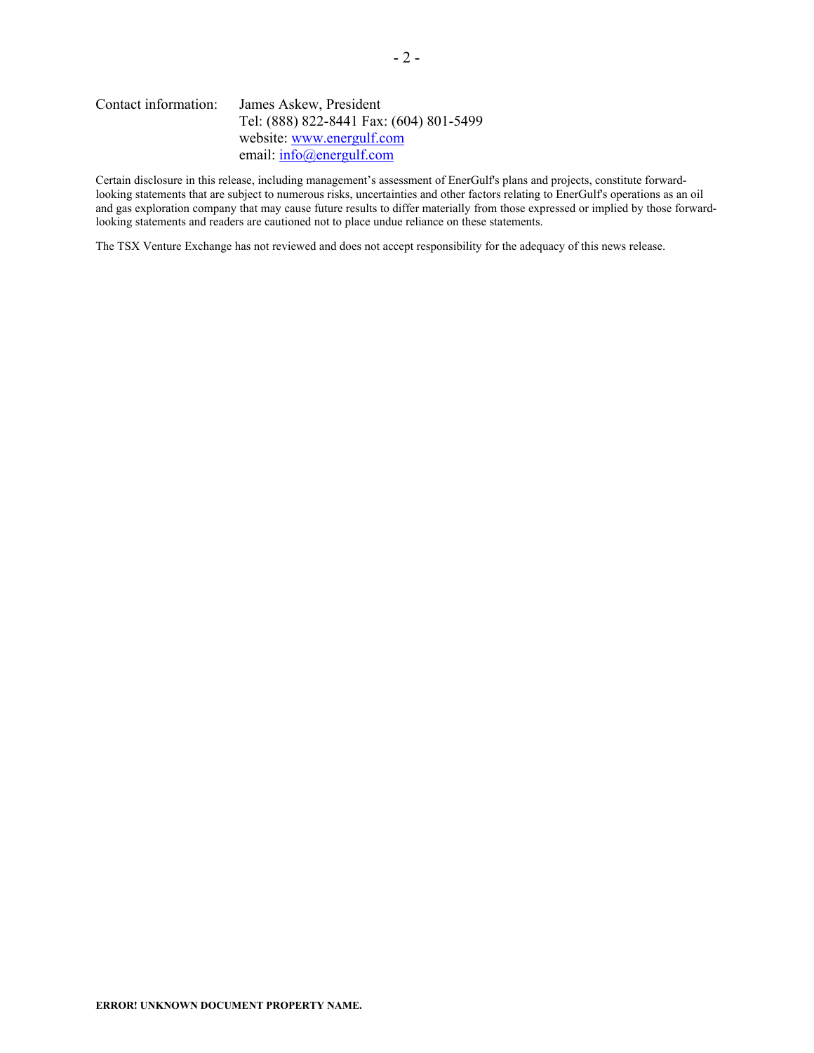Contact information: James Askew, President
Tel: (888) 822-8441 Fax: (604) 801-5499
website: www.energulf.com
email: info@energulf.com

Certain disclosure in this release, including management's assessment of EnerGulf's plans and projects, constitute forward-looking statements that are subject to numerous risks, uncertainties and other factors relating to EnerGulf's operations as an oil and gas exploration company that may cause future results to differ materially from those expressed or implied by those forward-looking statements and readers are cautioned not to place undue reliance on these statements.

The TSX Venture Exchange has not reviewed and does not accept responsibility for the adequacy of this news release.

**ERROR! UNKNOWN DOCUMENT PROPERTY NAME.**